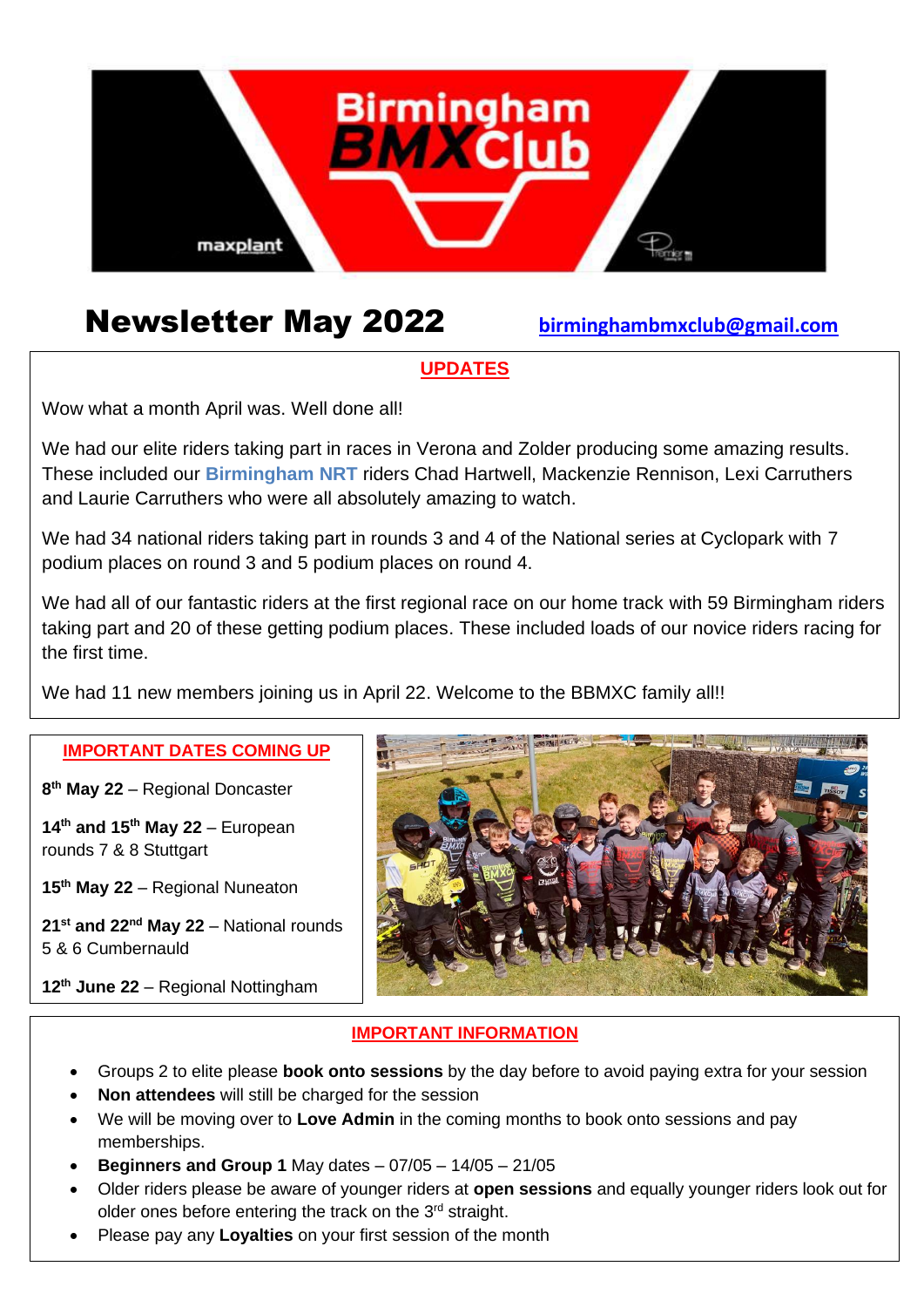# Newsletter May 2022

**birminghambmxclub@gmail.com**

## UPDATES

Wow what a month April was. Well done all!

We had our elite riders taking part in races in Verona and Zolder producing some amazing results. These included our **Birmingham NRT** riders Chad Hartwell, Mackenzie Rennison, Lexi Carruthers and Laurie Carruthers who were all absolutely amazing to watch.

We had 34 national riders taking part in rounds 3 and 4 of the National series at Cyclopark with 7 podium places on round 3 and 5 podium places on round 4.

We had all of our fantastic riders at the first regional race on our home track with 59 Birmingham riders taking part and 20 of these getting podium places. These included loads of our novice riders racing for the first time.

We had 11 new members joining us in April 22. Welcome to the BBMXC family all!!

## IMPORTANT DATES COMING UP

**8th May 22** – Regional Doncaster

**14th and 15th May 22** – European rounds 7 & 8 Stuttgart

**15th May 22** – Regional Nuneaton

**21st and 22nd May 22** – National rounds 5 & 6 Cumbernauld

**12th June 22** – Regional Nottingham

## IMPORTANT INFORMATION

- Groups 2 to elite please **book onto sessions** by the day before to avoid paying extra for your session
- **Non attendees** will still be charged for the session
- We will be moving over to **Love Admin** in the coming months to book onto sessions and pay memberships.
- **Beginners and Group 1** May dates – 07/05 – 14/05 – 21/05
- Older riders please be aware of younger riders at **open sessions** and equally younger riders look out for older ones before entering the track on the 3rd straight.
- Please pay any **Loyalties** on your first session of the month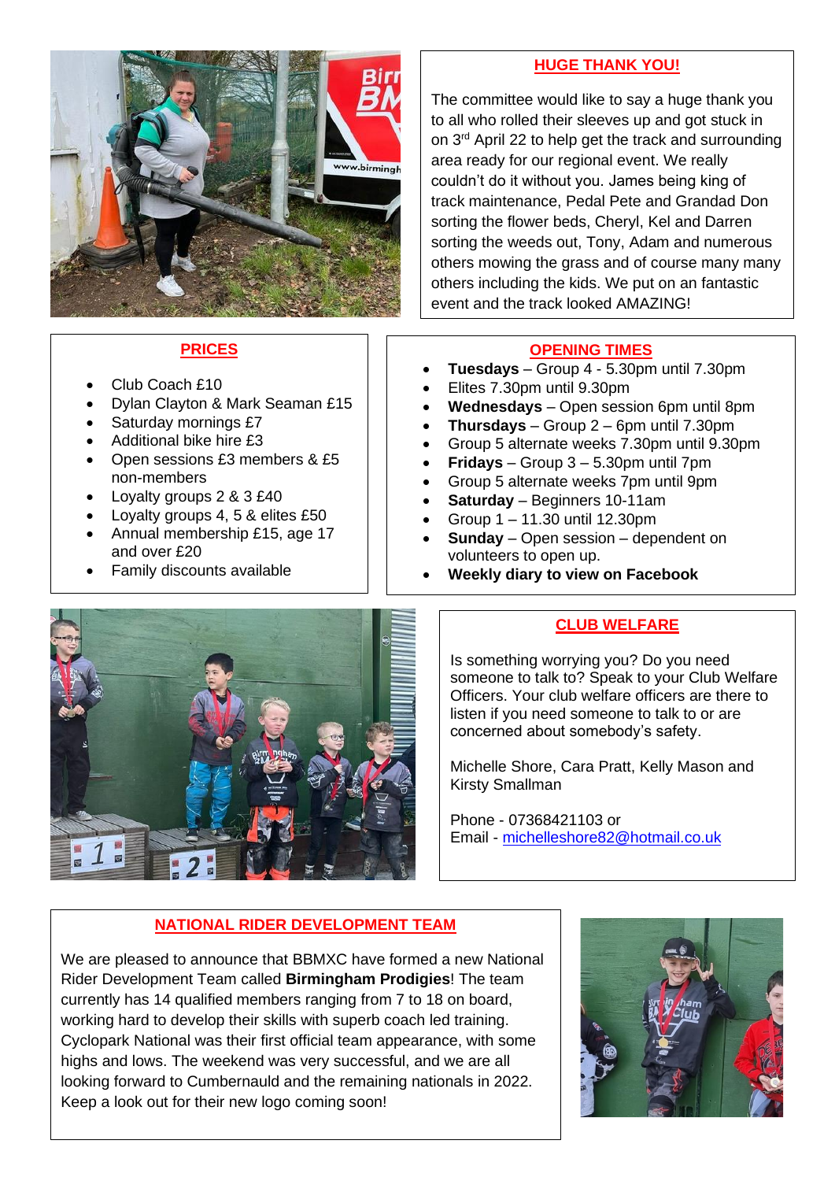## HUGE THANK YOU!

The committee would like to say a huge thank you to all who rolled their sleeves up and got stuck in on 3rd April 22 to help get the track and surrounding area ready for our regional event. We really couldn't do it without you. James being king of track maintenance, Pedal Pete and Grandad Don sorting the flower beds, Cheryl, Kel and Darren sorting the weeds out, Tony, Adam and numerous others mowing the grass and of course many many others including the kids. We put on an fantastic event and the track looked AMAZING!

## PRICES

- Club Coach £10
- Dylan Clayton & Mark Seaman £15
- Saturday mornings £7
- Additional bike hire £3
- Open sessions £3 members & £5 non-members
- Loyalty groups 2 & 3 £40
- Loyalty groups 4, 5 & elites £50
- Annual membership £15, age 17 and over £20
- Family discounts available

## OPENING TIMES

- **Tuesdays** – Group 4 - 5.30pm until 7.30pm
- Elites 7.30pm until 9.30pm
- **Wednesdays** – Open session 6pm until 8pm
- **Thursdays** – Group 2 – 6pm until 7.30pm
- Group 5 alternate weeks 7.30pm until 9.30pm
- **Fridays** – Group 3 – 5.30pm until 7pm
- Group 5 alternate weeks 7pm until 9pm
- **Saturday** – Beginners 10-11am
- Group 1 – 11.30 until 12.30pm
- **Sunday** – Open session – dependent on volunteers to open up.
- **Weekly diary to view on Facebook**

## CLUB WELFARE

Is something worrying you? Do you need someone to talk to? Speak to your Club Welfare Officers. Your club welfare officers are there to listen if you need someone to talk to or are concerned about somebody's safety.

Michelle Shore, Cara Pratt, Kelly Mason and Kirsty Smallman

Phone - 07368421103 or
Email - michelleshore82@hotmail.co.uk

## NATIONAL RIDER DEVELOPMENT TEAM

We are pleased to announce that BBMXC have formed a new National Rider Development Team called **Birmingham Prodigies**! The team currently has 14 qualified members ranging from 7 to 18 on board, working hard to develop their skills with superb coach led training. Cyclopark National was their first official team appearance, with some highs and lows. The weekend was very successful, and we are all looking forward to Cumbernauld and the remaining nationals in 2022. Keep a look out for their new logo coming soon!